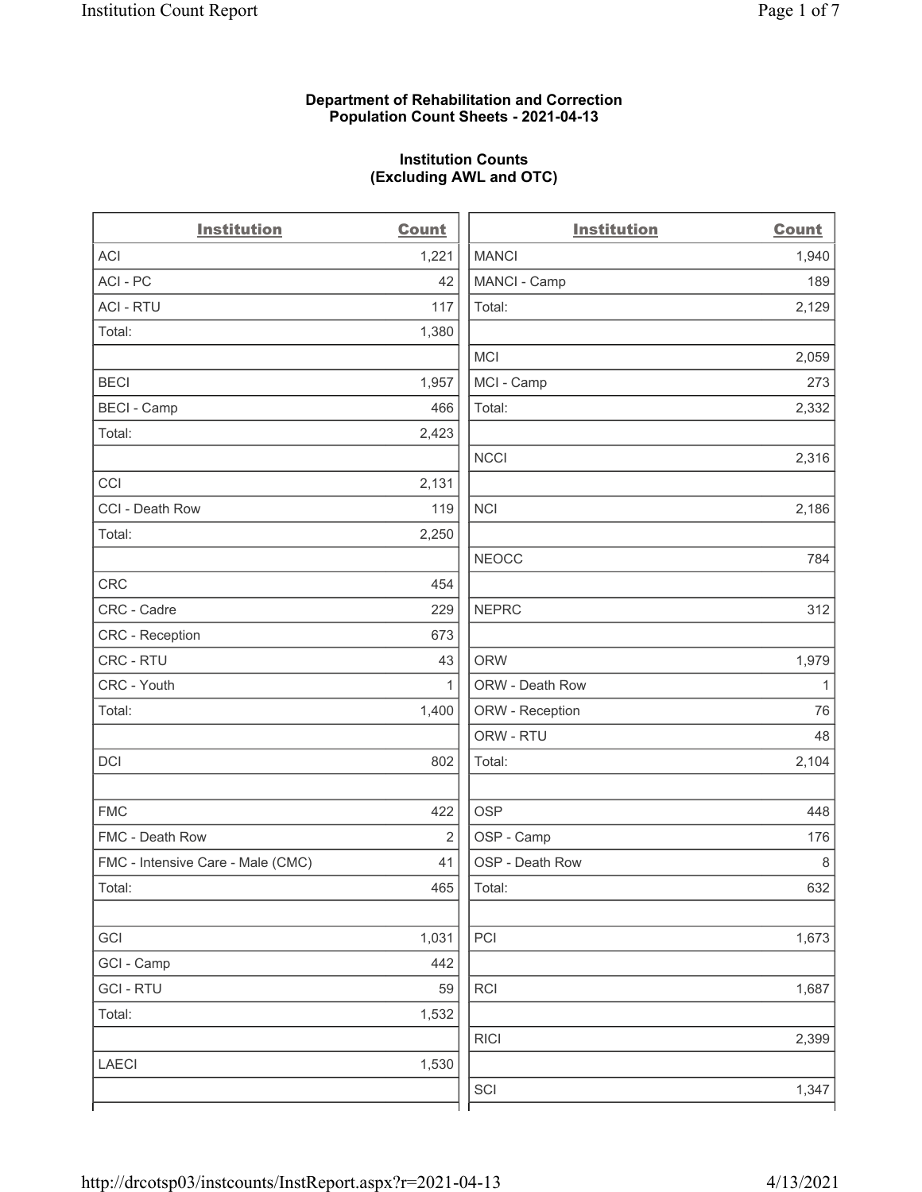**Department of Rehabilitation and Correction**
**Population Count Sheets - 2021-04-13**

**Institution Counts**
**(Excluding AWL and OTC)**

| Institution | Count |
|---|---|
| ACI | 1,221 |
| ACI - PC | 42 |
| ACI - RTU | 117 |
| Total: | 1,380 |
| | |
| BECI | 1,957 |
| BECI - Camp | 466 |
| Total: | 2,423 |
| | |
| CCI | 2,131 |
| CCI - Death Row | 119 |
| Total: | 2,250 |
| | |
| CRC | 454 |
| CRC - Cadre | 229 |
| CRC - Reception | 673 |
| CRC - RTU | 43 |
| CRC - Youth | 1 |
| Total: | 1,400 |
| | |
| DCI | 802 |
| | |
| FMC | 422 |
| FMC - Death Row | 2 |
| FMC - Intensive Care - Male (CMC) | 41 |
| Total: | 465 |
| | |
| GCI | 1,031 |
| GCI - Camp | 442 |
| GCI - RTU | 59 |
| Total: | 1,532 |
| | |
| LAECI | 1,530 |
| | |
| MANCI | 1,940 |
| MANCI - Camp | 189 |
| Total: | 2,129 |
| | |
| MCI | 2,059 |
| MCI - Camp | 273 |
| Total: | 2,332 |
| | |
| NCCI | 2,316 |
| | |
| NCI | 2,186 |
| | |
| NEOCC | 784 |
| | |
| NEPRC | 312 |
| | |
| ORW | 1,979 |
| ORW - Death Row | 1 |
| ORW - Reception | 76 |
| ORW - RTU | 48 |
| Total: | 2,104 |
| | |
| OSP | 448 |
| OSP - Camp | 176 |
| OSP - Death Row | 8 |
| Total: | 632 |
| | |
| PCI | 1,673 |
| | |
| RCI | 1,687 |
| | |
| RICI | 2,399 |
| | |
| SCI | 1,347 |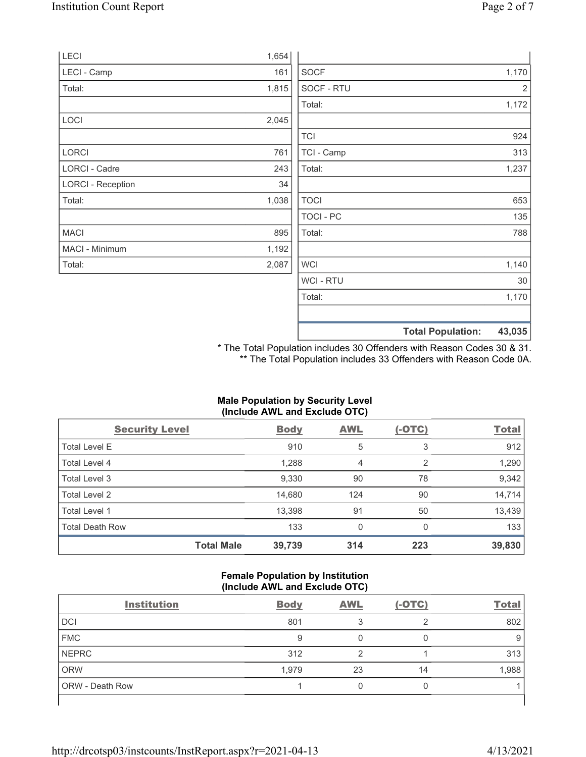| | |
|---|---|
| LECI | 1,654 |
| LECI - Camp | 161 |
| Total: | 1,815 |
| | |
| LOCI | 2,045 |
| | |
| LORCI | 761 |
| LORCI - Cadre | 243 |
| LORCI - Reception | 34 |
| Total: | 1,038 |
| | |
| MACI | 895 |
| MACI - Minimum | 1,192 |
| Total: | 2,087 |

| | |
|---|---|
| | |
| SOCF | 1,170 |
| SOCF - RTU | 2 |
| Total: | 1,172 |
| | |
| TCI | 924 |
| TCI - Camp | 313 |
| Total: | 1,237 |
| | |
| TOCI | 653 |
| TOCI - PC | 135 |
| Total: | 788 |
| | |
| WCI | 1,140 |
| WCI - RTU | 30 |
| Total: | 1,170 |
| | |
| **Total Population:** | **43,035** |

\* The Total Population includes 30 Offenders with Reason Codes 30 & 31.
\*\* The Total Population includes 33 Offenders with Reason Code 0A.

**Male Population by Security Level (Include AWL and Exclude OTC)**

| Security Level | Body | AWL | (-OTC) | Total |
|---|---|---|---|---|
| Total Level E | 910 | 5 | 3 | 912 |
| Total Level 4 | 1,288 | 4 | 2 | 1,290 |
| Total Level 3 | 9,330 | 90 | 78 | 9,342 |
| Total Level 2 | 14,680 | 124 | 90 | 14,714 |
| Total Level 1 | 13,398 | 91 | 50 | 13,439 |
| Total Death Row | 133 | 0 | 0 | 133 |
| **Total Male** | **39,739** | **314** | **223** | **39,830** |

**Female Population by Institution (Include AWL and Exclude OTC)**

| Institution | Body | AWL | (-OTC) | Total |
|---|---|---|---|---|
| DCI | 801 | 3 | 2 | 802 |
| FMC | 9 | 0 | 0 | 9 |
| NEPRC | 312 | 2 | 1 | 313 |
| ORW | 1,979 | 23 | 14 | 1,988 |
| ORW - Death Row | 1 | 0 | 0 | 1 |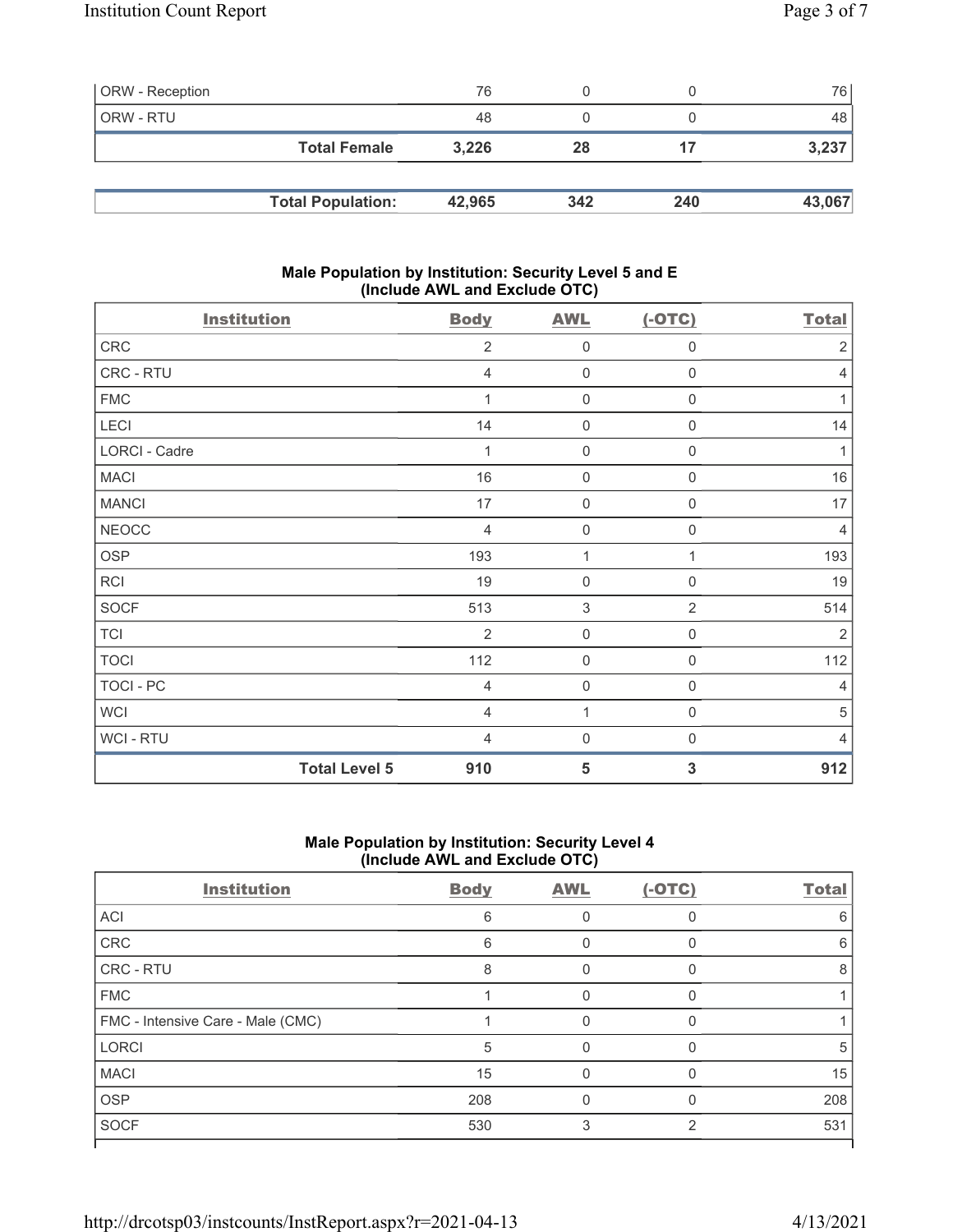| | | | | |
|---|---|---|---|---|
| ORW - Reception | 76 | 0 | 0 | 76 |
| ORW - RTU | 48 | 0 | 0 | 48 |
| **Total Female** | **3,226** | **28** | **17** | **3,237** |

| | | | | |
|---|---|---|---|---|
| **Total Population:** | **42,965** | **342** | **240** | **43,067** |

## Male Population by Institution: Security Level 5 and E (Include AWL and Exclude OTC)

| Institution | Body | AWL | (-OTC) | Total |
|---|---|---|---|---|
| CRC | 2 | 0 | 0 | 2 |
| CRC - RTU | 4 | 0 | 0 | 4 |
| FMC | 1 | 0 | 0 | 1 |
| LECI | 14 | 0 | 0 | 14 |
| LORCI - Cadre | 1 | 0 | 0 | 1 |
| MACI | 16 | 0 | 0 | 16 |
| MANCI | 17 | 0 | 0 | 17 |
| NEOCC | 4 | 0 | 0 | 4 |
| OSP | 193 | 1 | 1 | 193 |
| RCI | 19 | 0 | 0 | 19 |
| SOCF | 513 | 3 | 2 | 514 |
| TCI | 2 | 0 | 0 | 2 |
| TOCI | 112 | 0 | 0 | 112 |
| TOCI - PC | 4 | 0 | 0 | 4 |
| WCI | 4 | 1 | 0 | 5 |
| WCI - RTU | 4 | 0 | 0 | 4 |
| **Total Level 5** | **910** | **5** | **3** | **912** |

## Male Population by Institution: Security Level 4 (Include AWL and Exclude OTC)

| Institution | Body | AWL | (-OTC) | Total |
|---|---|---|---|---|
| ACI | 6 | 0 | 0 | 6 |
| CRC | 6 | 0 | 0 | 6 |
| CRC - RTU | 8 | 0 | 0 | 8 |
| FMC | 1 | 0 | 0 | 1 |
| FMC - Intensive Care - Male (CMC) | 1 | 0 | 0 | 1 |
| LORCI | 5 | 0 | 0 | 5 |
| MACI | 15 | 0 | 0 | 15 |
| OSP | 208 | 0 | 0 | 208 |
| SOCF | 530 | 3 | 2 | 531 |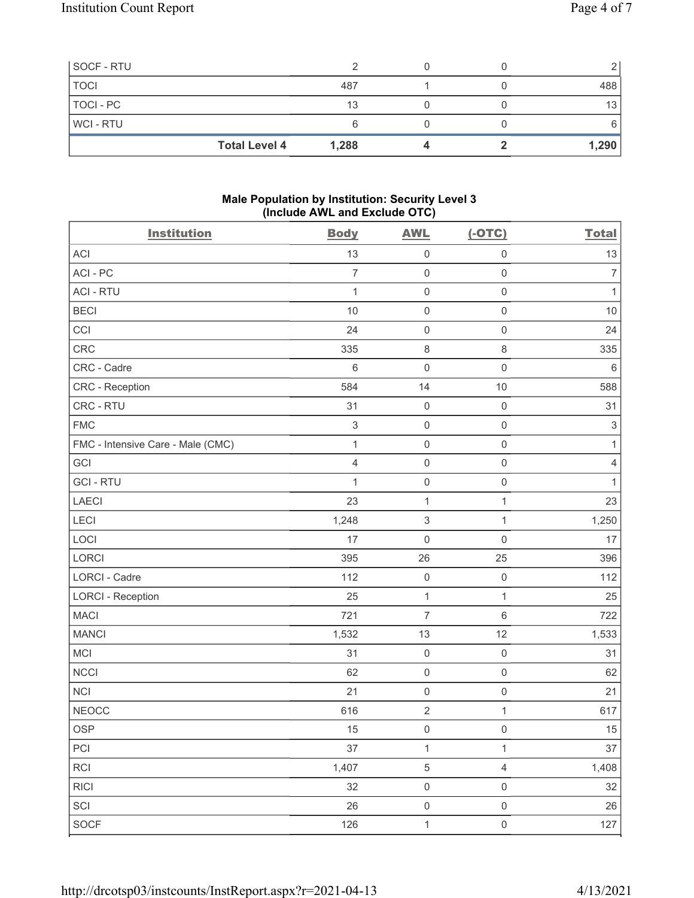| | | | | |
|---|---|---|---|---|
| SOCF - RTU | 2 | 0 | 0 | 2 |
| TOCI | 487 | 1 | 0 | 488 |
| TOCI - PC | 13 | 0 | 0 | 13 |
| WCI - RTU | 6 | 0 | 0 | 6 |
| **Total Level 4** | **1,288** | **4** | **2** | **1,290** |

**Male Population by Institution: Security Level 3**
**(Include AWL and Exclude OTC)**

| Institution | Body | AWL | (-OTC) | Total |
|---|---|---|---|---|
| ACI | 13 | 0 | 0 | 13 |
| ACI - PC | 7 | 0 | 0 | 7 |
| ACI - RTU | 1 | 0 | 0 | 1 |
| BECI | 10 | 0 | 0 | 10 |
| CCI | 24 | 0 | 0 | 24 |
| CRC | 335 | 8 | 8 | 335 |
| CRC - Cadre | 6 | 0 | 0 | 6 |
| CRC - Reception | 584 | 14 | 10 | 588 |
| CRC - RTU | 31 | 0 | 0 | 31 |
| FMC | 3 | 0 | 0 | 3 |
| FMC - Intensive Care - Male (CMC) | 1 | 0 | 0 | 1 |
| GCI | 4 | 0 | 0 | 4 |
| GCI - RTU | 1 | 0 | 0 | 1 |
| LAECI | 23 | 1 | 1 | 23 |
| LECI | 1,248 | 3 | 1 | 1,250 |
| LOCI | 17 | 0 | 0 | 17 |
| LORCI | 395 | 26 | 25 | 396 |
| LORCI - Cadre | 112 | 0 | 0 | 112 |
| LORCI - Reception | 25 | 1 | 1 | 25 |
| MACI | 721 | 7 | 6 | 722 |
| MANCI | 1,532 | 13 | 12 | 1,533 |
| MCI | 31 | 0 | 0 | 31 |
| NCCI | 62 | 0 | 0 | 62 |
| NCI | 21 | 0 | 0 | 21 |
| NEOCC | 616 | 2 | 1 | 617 |
| OSP | 15 | 0 | 0 | 15 |
| PCI | 37 | 1 | 1 | 37 |
| RCI | 1,407 | 5 | 4 | 1,408 |
| RICI | 32 | 0 | 0 | 32 |
| SCI | 26 | 0 | 0 | 26 |
| SOCF | 126 | 1 | 0 | 127 |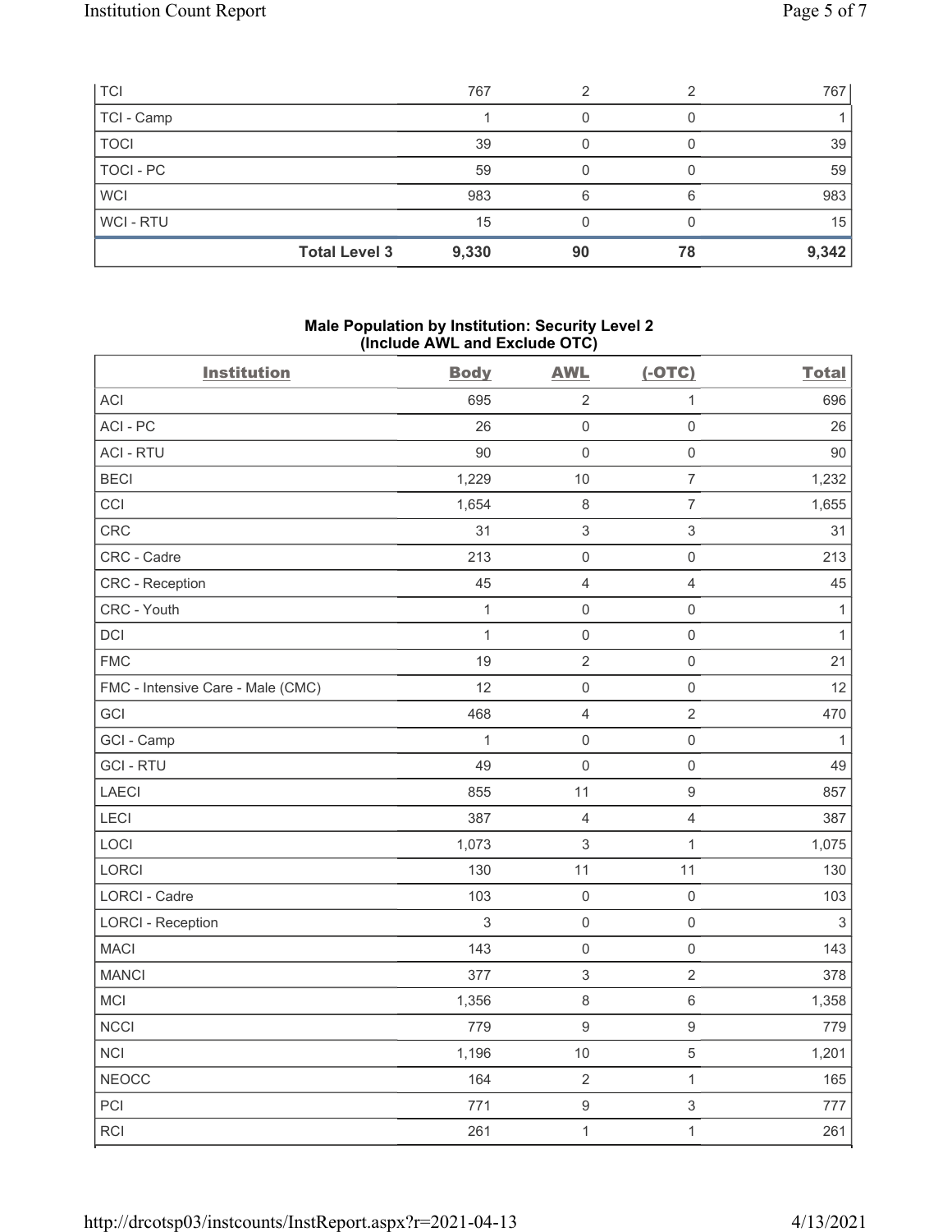| | | | | |
|---|---|---|---|---|
| TCI | 767 | 2 | 2 | 767 |
| TCI - Camp | 1 | 0 | 0 | 1 |
| TOCI | 39 | 0 | 0 | 39 |
| TOCI - PC | 59 | 0 | 0 | 59 |
| WCI | 983 | 6 | 6 | 983 |
| WCI - RTU | 15 | 0 | 0 | 15 |
| **Total Level 3** | **9,330** | **90** | **78** | **9,342** |

### Male Population by Institution: Security Level 2 (Include AWL and Exclude OTC)

| Institution | Body | AWL | (-OTC) | Total |
|---|---|---|---|---|
| ACI | 695 | 2 | 1 | 696 |
| ACI - PC | 26 | 0 | 0 | 26 |
| ACI - RTU | 90 | 0 | 0 | 90 |
| BECI | 1,229 | 10 | 7 | 1,232 |
| CCI | 1,654 | 8 | 7 | 1,655 |
| CRC | 31 | 3 | 3 | 31 |
| CRC - Cadre | 213 | 0 | 0 | 213 |
| CRC - Reception | 45 | 4 | 4 | 45 |
| CRC - Youth | 1 | 0 | 0 | 1 |
| DCI | 1 | 0 | 0 | 1 |
| FMC | 19 | 2 | 0 | 21 |
| FMC - Intensive Care - Male (CMC) | 12 | 0 | 0 | 12 |
| GCI | 468 | 4 | 2 | 470 |
| GCI - Camp | 1 | 0 | 0 | 1 |
| GCI - RTU | 49 | 0 | 0 | 49 |
| LAECI | 855 | 11 | 9 | 857 |
| LECI | 387 | 4 | 4 | 387 |
| LOCI | 1,073 | 3 | 1 | 1,075 |
| LORCI | 130 | 11 | 11 | 130 |
| LORCI - Cadre | 103 | 0 | 0 | 103 |
| LORCI - Reception | 3 | 0 | 0 | 3 |
| MACI | 143 | 0 | 0 | 143 |
| MANCI | 377 | 3 | 2 | 378 |
| MCI | 1,356 | 8 | 6 | 1,358 |
| NCCI | 779 | 9 | 9 | 779 |
| NCI | 1,196 | 10 | 5 | 1,201 |
| NEOCC | 164 | 2 | 1 | 165 |
| PCI | 771 | 9 | 3 | 777 |
| RCI | 261 | 1 | 1 | 261 |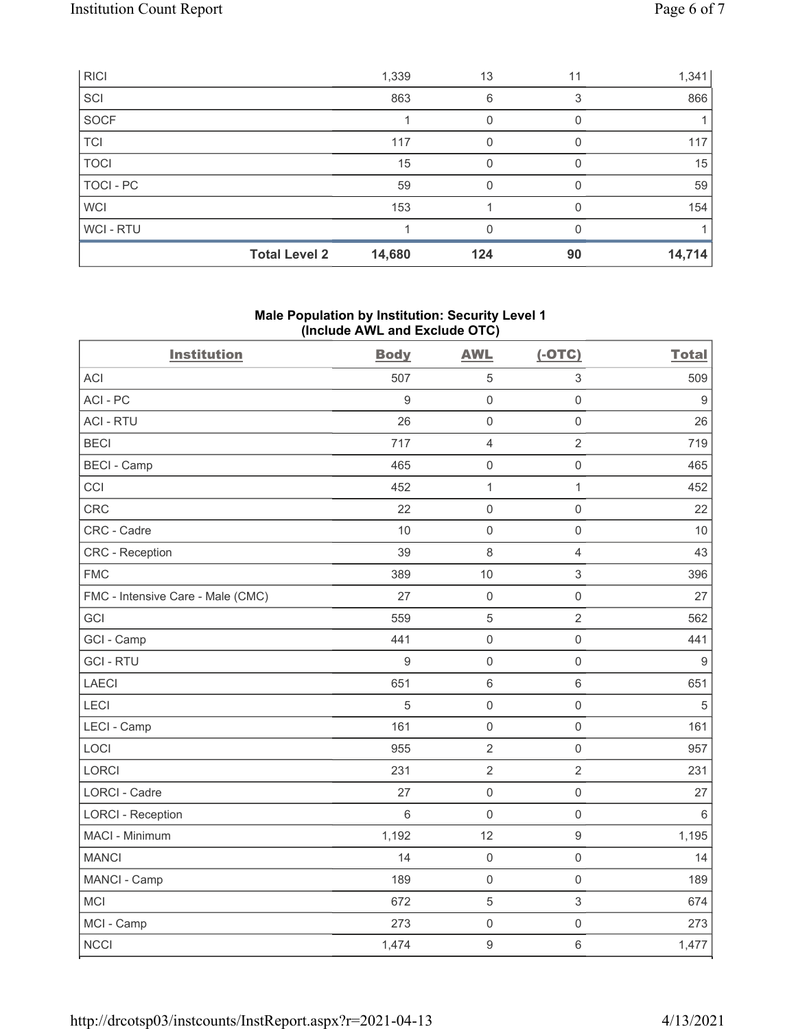| | | | | |
|---|---|---|---|---|
| RICI | 1,339 | 13 | 11 | 1,341 |
| SCI | 863 | 6 | 3 | 866 |
| SOCF | 1 | 0 | 0 | 1 |
| TCI | 117 | 0 | 0 | 117 |
| TOCI | 15 | 0 | 0 | 15 |
| TOCI - PC | 59 | 0 | 0 | 59 |
| WCI | 153 | 1 | 0 | 154 |
| WCI - RTU | 1 | 0 | 0 | 1 |
| **Total Level 2** | **14,680** | **124** | **90** | **14,714** |

## Male Population by Institution: Security Level 1 (Include AWL and Exclude OTC)

| Institution | Body | AWL | (-OTC) | Total |
|---|---|---|---|---|
| ACI | 507 | 5 | 3 | 509 |
| ACI - PC | 9 | 0 | 0 | 9 |
| ACI - RTU | 26 | 0 | 0 | 26 |
| BECI | 717 | 4 | 2 | 719 |
| BECI - Camp | 465 | 0 | 0 | 465 |
| CCI | 452 | 1 | 1 | 452 |
| CRC | 22 | 0 | 0 | 22 |
| CRC - Cadre | 10 | 0 | 0 | 10 |
| CRC - Reception | 39 | 8 | 4 | 43 |
| FMC | 389 | 10 | 3 | 396 |
| FMC - Intensive Care - Male (CMC) | 27 | 0 | 0 | 27 |
| GCI | 559 | 5 | 2 | 562 |
| GCI - Camp | 441 | 0 | 0 | 441 |
| GCI - RTU | 9 | 0 | 0 | 9 |
| LAECI | 651 | 6 | 6 | 651 |
| LECI | 5 | 0 | 0 | 5 |
| LECI - Camp | 161 | 0 | 0 | 161 |
| LOCI | 955 | 2 | 0 | 957 |
| LORCI | 231 | 2 | 2 | 231 |
| LORCI - Cadre | 27 | 0 | 0 | 27 |
| LORCI - Reception | 6 | 0 | 0 | 6 |
| MACI - Minimum | 1,192 | 12 | 9 | 1,195 |
| MANCI | 14 | 0 | 0 | 14 |
| MANCI - Camp | 189 | 0 | 0 | 189 |
| MCI | 672 | 5 | 3 | 674 |
| MCI - Camp | 273 | 0 | 0 | 273 |
| NCCI | 1,474 | 9 | 6 | 1,477 |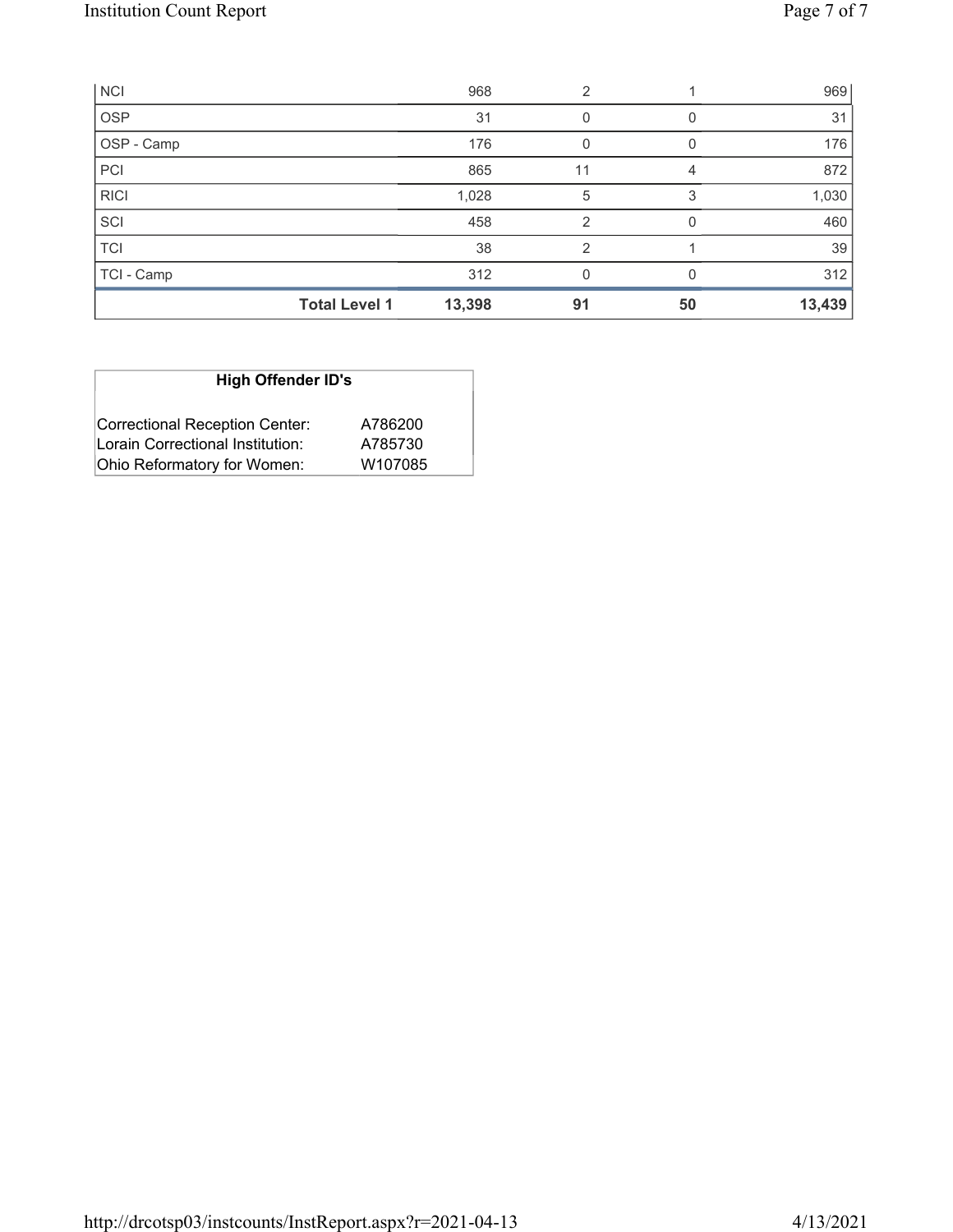| | | | | |
|---|---|---|---|---|
| NCI | 968 | 2 | 1 | 969 |
| OSP | 31 | 0 | 0 | 31 |
| OSP - Camp | 176 | 0 | 0 | 176 |
| PCI | 865 | 11 | 4 | 872 |
| RICI | 1,028 | 5 | 3 | 1,030 |
| SCI | 458 | 2 | 0 | 460 |
| TCI | 38 | 2 | 1 | 39 |
| TCI - Camp | 312 | 0 | 0 | 312 |
| **Total Level 1** | **13,398** | **91** | **50** | **13,439** |

| High Offender ID's | |
|---|---|
| Correctional Reception Center: | A786200 |
| Lorain Correctional Institution: | A785730 |
| Ohio Reformatory for Women: | W107085 |